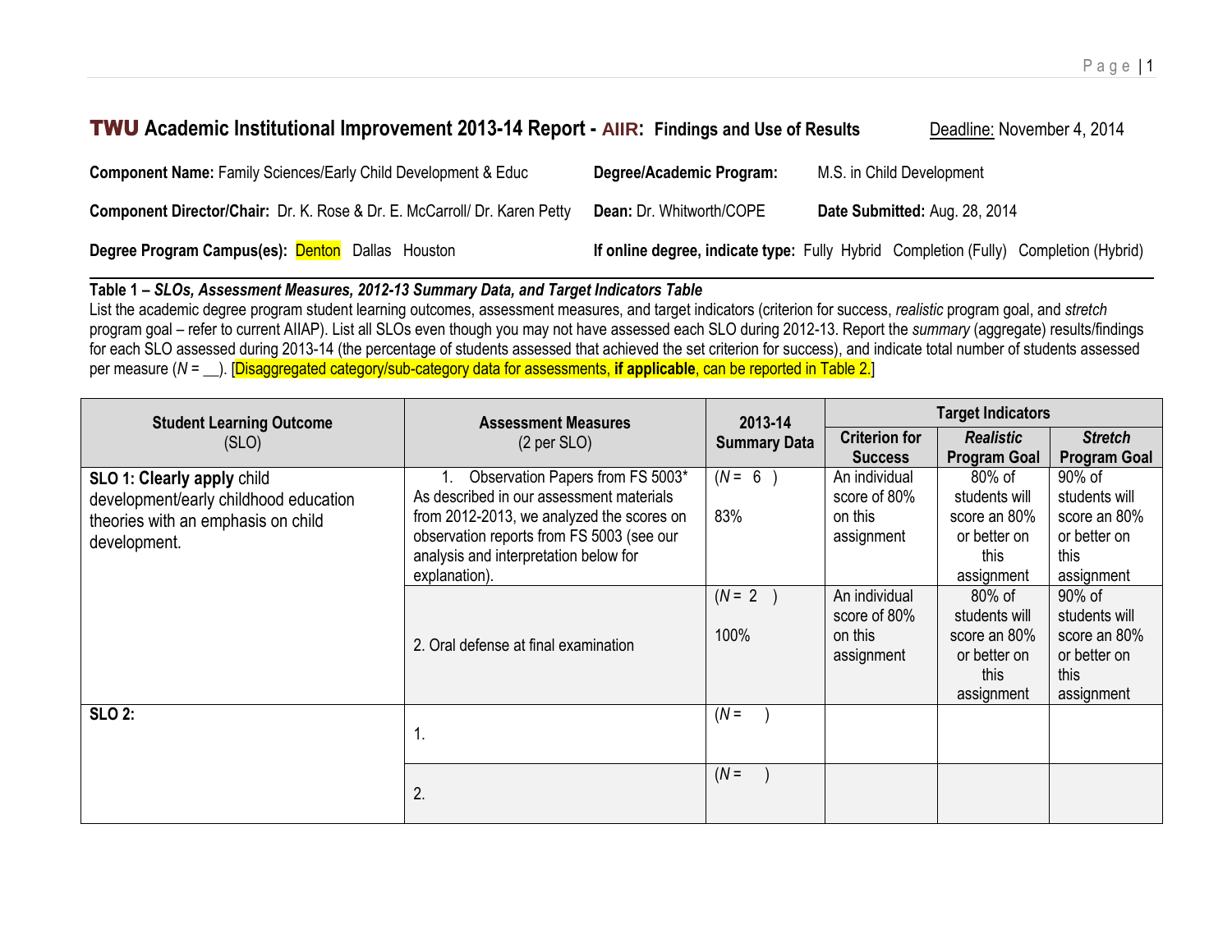# TWU Academic Institutional Improvement 2013-14 Report - AIIR: Findings and Use of Results

Deadline: November 4, 2014

**Component Name:** Family Sciences/Early Child Development & Educ

**Degree/Academic Program:** M.S. in Child Development

**Component Director/Chair:** Dr. K. Rose & Dr. E. McCarroll/ Dr. Karen Petty

**Dean:** Dr. Whitworth/COPE

**Date Submitted:** Aug. 28, 2014

**Degree Program Campus(es):** Denton Dallas Houston

**If online degree, indicate type:** Fully Hybrid Completion (Fully) Completion (Hybrid)

**Table 1 – *SLOs, Assessment Measures, 2012-13 Summary Data, and Target Indicators Table***

List the academic degree program student learning outcomes, assessment measures, and target indicators (criterion for success, *realistic* program goal, and *stretch* program goal – refer to current AIIAP). List all SLOs even though you may not have assessed each SLO during 2012-13. Report the *summary* (aggregate) results/findings for each SLO assessed during 2013-14 (the percentage of students assessed that achieved the set criterion for success), and indicate total number of students assessed per measure (*N* = __). [Disaggregated category/sub-category data for assessments, **if applicable**, can be reported in Table 2.]

| Student Learning Outcome (SLO) | Assessment Measures (2 per SLO) | 2013-14 Summary Data | Target Indicators | | |
|---|---|---|---|---|---|
| | | | Criterion for Success | *Realistic* Program Goal | *Stretch* Program Goal |
| **SLO 1: Clearly apply** child development/early childhood education theories with an emphasis on child development. | 1. Observation Papers from FS 5003* As described in our assessment materials from 2012-2013, we analyzed the scores on observation reports from FS 5003 (see our analysis and interpretation below for explanation). | (*N* = 6 ) 83% | An individual score of 80% on this assignment | 80% of students will score an 80% or better on this assignment | 90% of students will score an 80% or better on this assignment |
| | 2. Oral defense at final examination | (*N* = 2 ) 100% | An individual score of 80% on this assignment | 80% of students will score an 80% or better on this assignment | 90% of students will score an 80% or better on this assignment |
| **SLO 2:** | 1. | (*N* = ) | | | |
| | 2. | (*N* = ) | | | |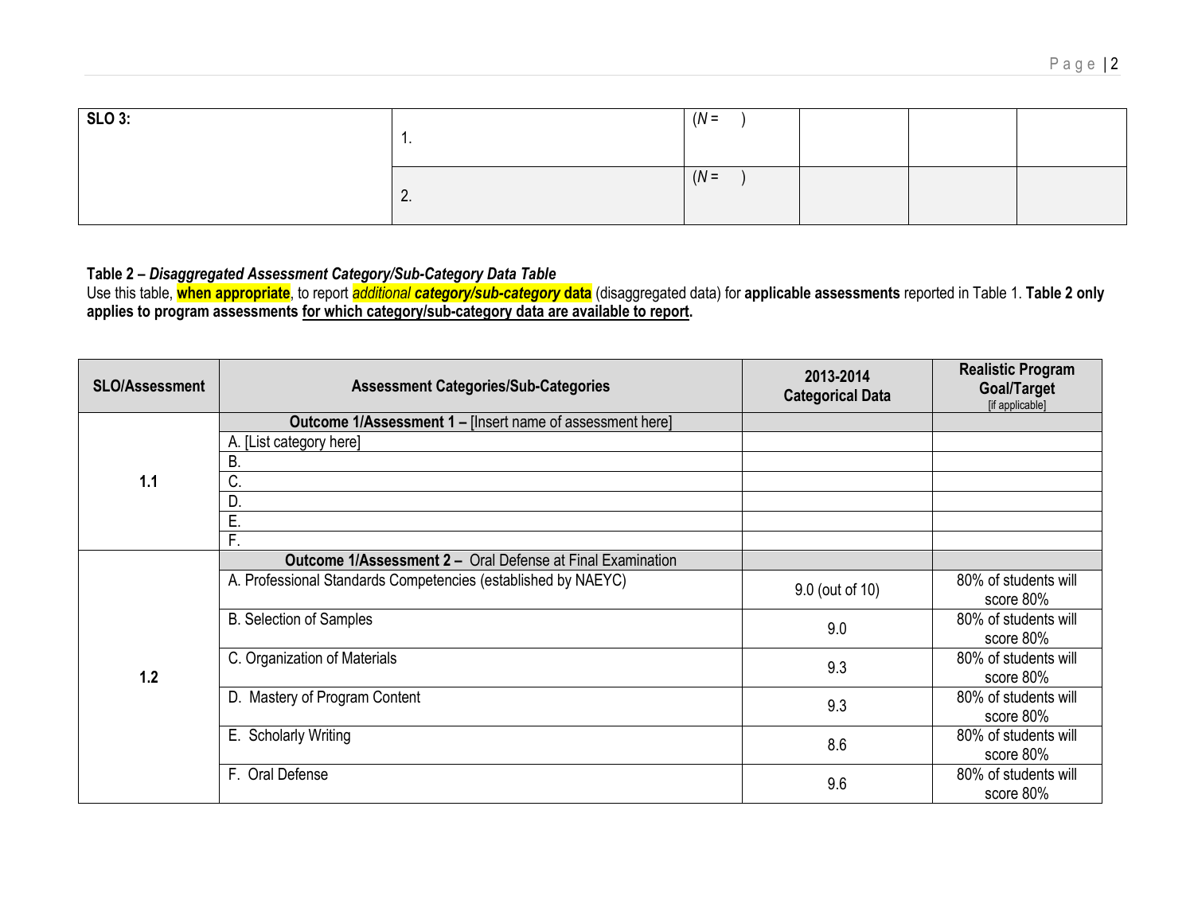| SLO 3: | 1. | (*N* = ) | | | |
|---|---|---|---|---|---|
| | 2. | (*N* = ) | | | |

**Table 2 –** ***Disaggregated Assessment Category/Sub-Category Data Table***
Use this table, **when appropriate**, to report *additional* ***category/sub-category* data** (disaggregated data) for **applicable assessments** reported in Table 1. **Table 2 only applies to program assessments for which category/sub-category data are available to report.**

| SLO/Assessment | Assessment Categories/Sub-Categories | 2013-2014 Categorical Data | Realistic Program Goal/Target [if applicable] |
|---|---|---|---|
| 1.1 | **Outcome 1/Assessment 1 –** [Insert name of assessment here] | | |
| | A. [List category here] | | |
| | B. | | |
| | C. | | |
| | D. | | |
| | E. | | |
| | F. | | |
| 1.2 | **Outcome 1/Assessment 2 –** Oral Defense at Final Examination | | |
| | A. Professional Standards Competencies (established by NAEYC) | 9.0 (out of 10) | 80% of students will score 80% |
| | B. Selection of Samples | 9.0 | 80% of students will score 80% |
| | C. Organization of Materials | 9.3 | 80% of students will score 80% |
| | D. Mastery of Program Content | 9.3 | 80% of students will score 80% |
| | E. Scholarly Writing | 8.6 | 80% of students will score 80% |
| | F. Oral Defense | 9.6 | 80% of students will score 80% |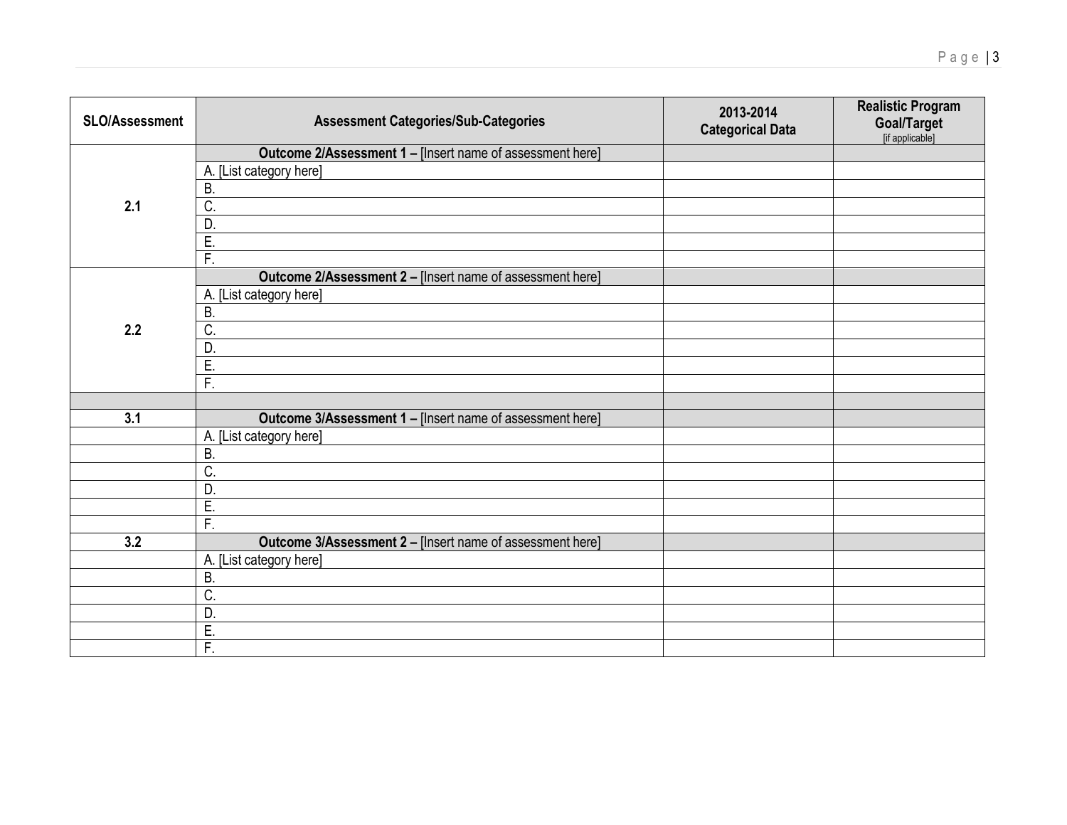| SLO/Assessment | Assessment Categories/Sub-Categories | 2013-2014 Categorical Data | Realistic Program Goal/Target [if applicable] |
|---|---|---|---|
| 2.1 | **Outcome 2/Assessment 1 –** [Insert name of assessment here] | | |
| | A. [List category here] | | |
| | B. | | |
| | C. | | |
| | D. | | |
| | E. | | |
| | F. | | |
| 2.2 | **Outcome 2/Assessment 2 –** [Insert name of assessment here] | | |
| | A. [List category here] | | |
| | B. | | |
| | C. | | |
| | D. | | |
| | E. | | |
| | F. | | |
| | | | |
| 3.1 | **Outcome 3/Assessment 1 –** [Insert name of assessment here] | | |
| | A. [List category here] | | |
| | B. | | |
| | C. | | |
| | D. | | |
| | E. | | |
| | F. | | |
| 3.2 | **Outcome 3/Assessment 2 –** [Insert name of assessment here] | | |
| | A. [List category here] | | |
| | B. | | |
| | C. | | |
| | D. | | |
| | E. | | |
| | F. | | |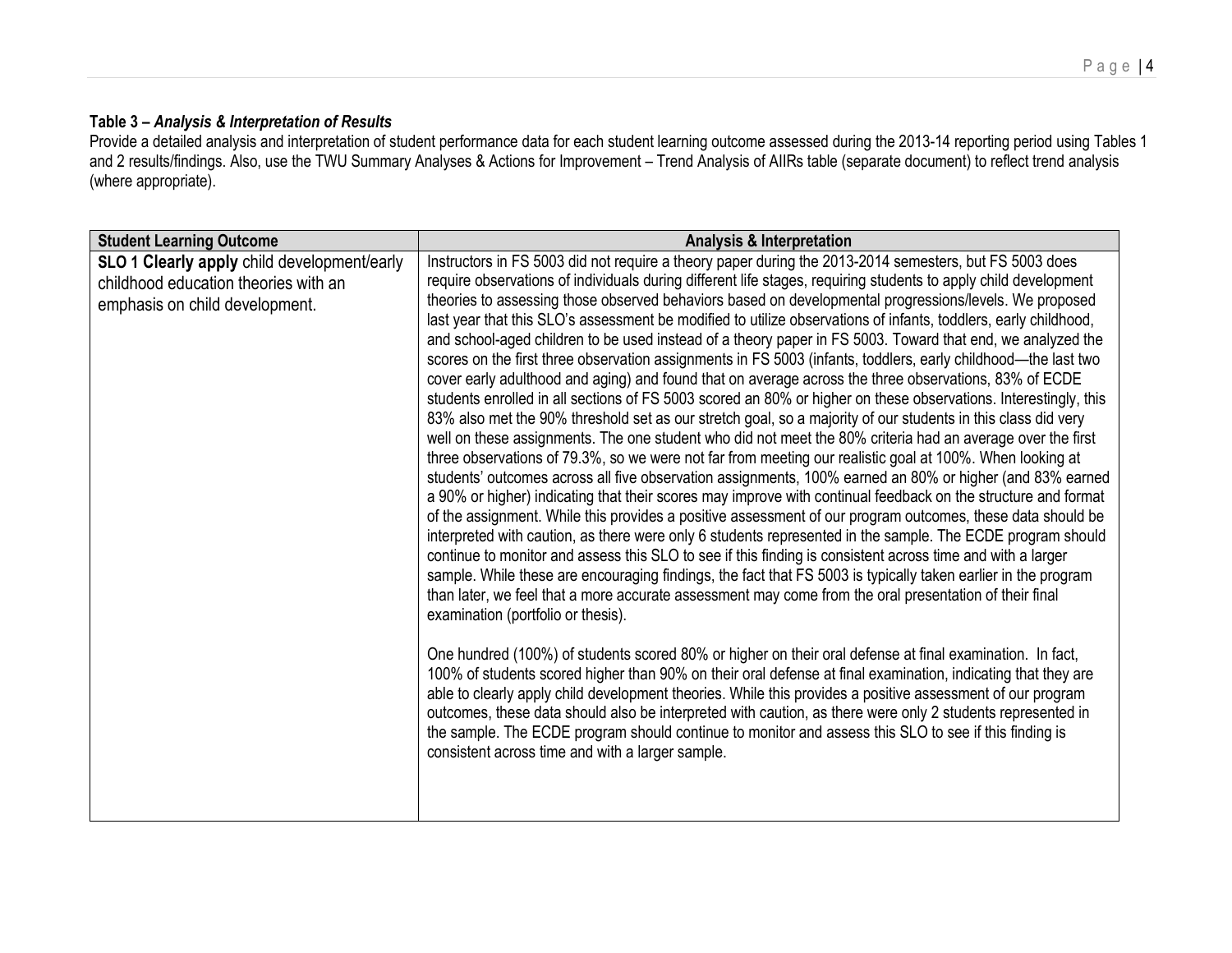**Table 3 –** ***Analysis & Interpretation of Results***

Provide a detailed analysis and interpretation of student performance data for each student learning outcome assessed during the 2013-14 reporting period using Tables 1 and 2 results/findings. Also, use the TWU Summary Analyses & Actions for Improvement – Trend Analysis of AIIRs table (separate document) to reflect trend analysis (where appropriate).

| Student Learning Outcome | Analysis & Interpretation |
|---|---|
| **SLO 1 Clearly apply** child development/early childhood education theories with an emphasis on child development. | Instructors in FS 5003 did not require a theory paper during the 2013-2014 semesters, but FS 5003 does require observations of individuals during different life stages, requiring students to apply child development theories to assessing those observed behaviors based on developmental progressions/levels. We proposed last year that this SLO's assessment be modified to utilize observations of infants, toddlers, early childhood, and school-aged children to be used instead of a theory paper in FS 5003. Toward that end, we analyzed the scores on the first three observation assignments in FS 5003 (infants, toddlers, early childhood—the last two cover early adulthood and aging) and found that on average across the three observations, 83% of ECDE students enrolled in all sections of FS 5003 scored an 80% or higher on these observations. Interestingly, this 83% also met the 90% threshold set as our stretch goal, so a majority of our students in this class did very well on these assignments. The one student who did not meet the 80% criteria had an average over the first three observations of 79.3%, so we were not far from meeting our realistic goal at 100%. When looking at students' outcomes across all five observation assignments, 100% earned an 80% or higher (and 83% earned a 90% or higher) indicating that their scores may improve with continual feedback on the structure and format of the assignment. While this provides a positive assessment of our program outcomes, these data should be interpreted with caution, as there were only 6 students represented in the sample. The ECDE program should continue to monitor and assess this SLO to see if this finding is consistent across time and with a larger sample. While these are encouraging findings, the fact that FS 5003 is typically taken earlier in the program than later, we feel that a more accurate assessment may come from the oral presentation of their final examination (portfolio or thesis).<br><br>One hundred (100%) of students scored 80% or higher on their oral defense at final examination. In fact, 100% of students scored higher than 90% on their oral defense at final examination, indicating that they are able to clearly apply child development theories. While this provides a positive assessment of our program outcomes, these data should also be interpreted with caution, as there were only 2 students represented in the sample. The ECDE program should continue to monitor and assess this SLO to see if this finding is consistent across time and with a larger sample. |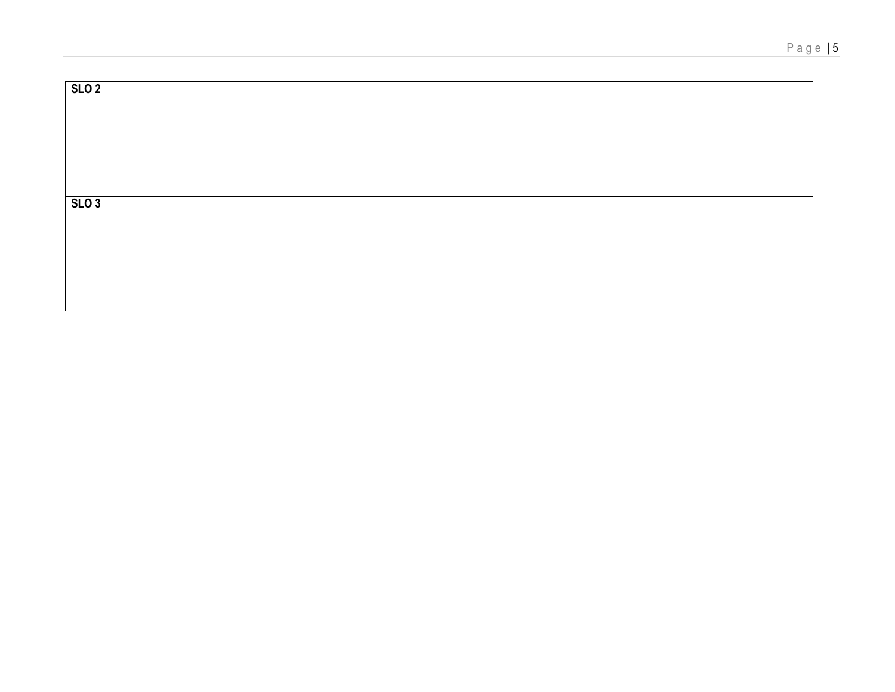| | |
|---|---|
| **SLO 2** | |
| **SLO 3** | |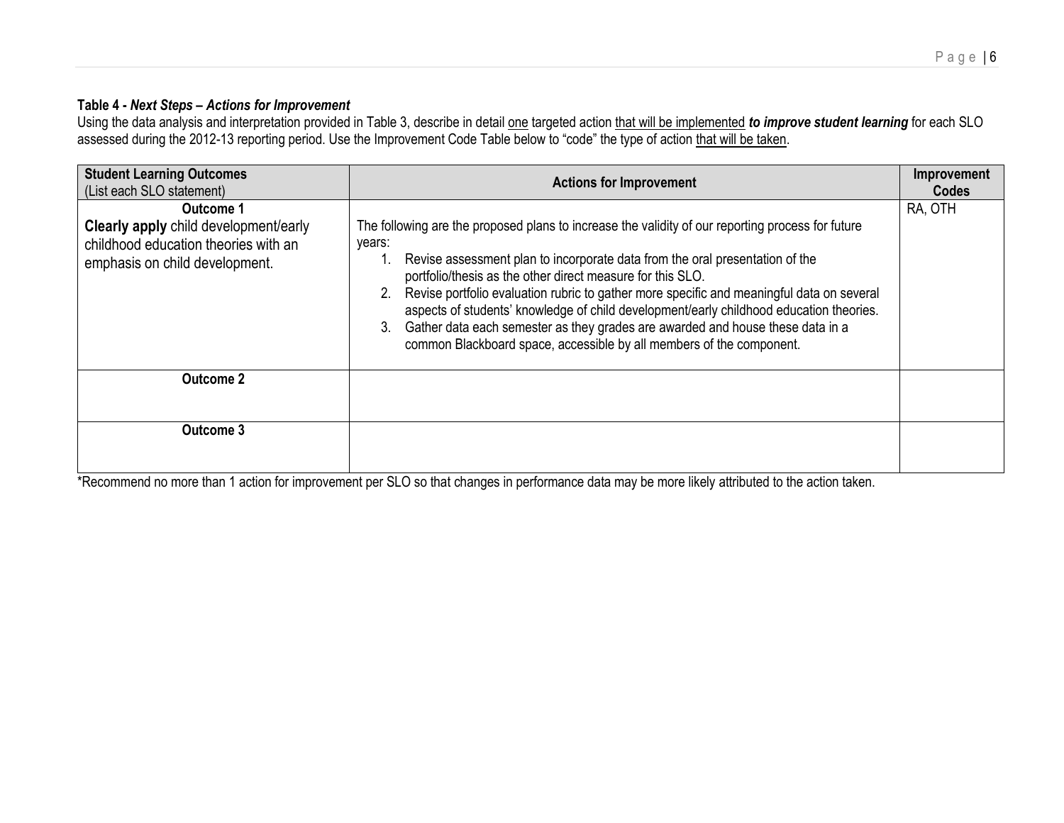**Table 4 - *Next Steps – Actions for Improvement***

Using the data analysis and interpretation provided in Table 3, describe in detail one targeted action that will be implemented ***to improve student learning*** for each SLO assessed during the 2012-13 reporting period. Use the Improvement Code Table below to "code" the type of action that will be taken.

| **Student Learning Outcomes** (List each SLO statement) | **Actions for Improvement** | **Improvement Codes** |
|---|---|---|
| **Outcome 1** **Clearly apply** child development/early childhood education theories with an emphasis on child development. | The following are the proposed plans to increase the validity of our reporting process for future years: 1. Revise assessment plan to incorporate data from the oral presentation of the portfolio/thesis as the other direct measure for this SLO. 2. Revise portfolio evaluation rubric to gather more specific and meaningful data on several aspects of students' knowledge of child development/early childhood education theories. 3. Gather data each semester as they grades are awarded and house these data in a common Blackboard space, accessible by all members of the component. | RA, OTH |
| **Outcome 2** | | |
| **Outcome 3** | | |

*Recommend no more than 1 action for improvement per SLO so that changes in performance data may be more likely attributed to the action taken.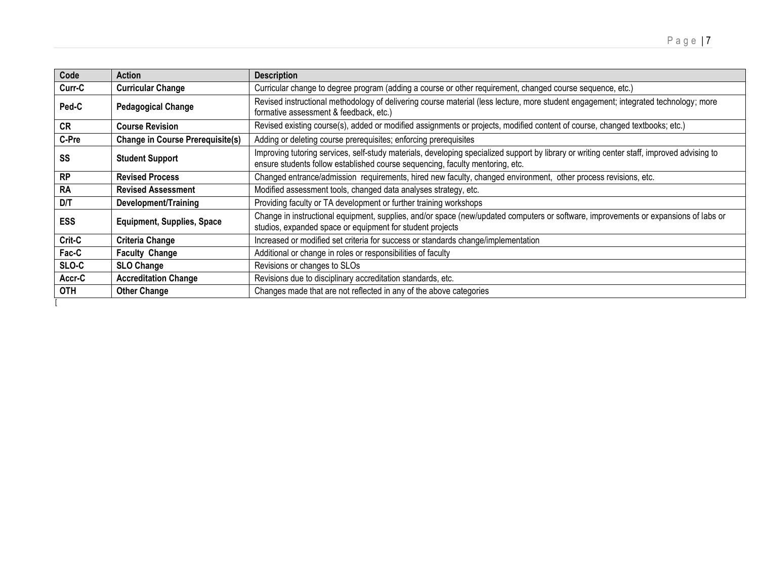| Code | Action | Description |
|---|---|---|
| **Curr-C** | **Curricular Change** | Curricular change to degree program (adding a course or other requirement, changed course sequence, etc.) |
| **Ped-C** | **Pedagogical Change** | Revised instructional methodology of delivering course material (less lecture, more student engagement; integrated technology; more formative assessment & feedback, etc.) |
| **CR** | **Course Revision** | Revised existing course(s), added or modified assignments or projects, modified content of course, changed textbooks; etc.) |
| **C-Pre** | **Change in Course Prerequisite(s)** | Adding or deleting course prerequisites; enforcing prerequisites |
| **SS** | **Student Support** | Improving tutoring services, self-study materials, developing specialized support by library or writing center staff, improved advising to ensure students follow established course sequencing, faculty mentoring, etc. |
| **RP** | **Revised Process** | Changed entrance/admission requirements, hired new faculty, changed environment, other process revisions, etc. |
| **RA** | **Revised Assessment** | Modified assessment tools, changed data analyses strategy, etc. |
| **D/T** | **Development/Training** | Providing faculty or TA development or further training workshops |
| **ESS** | **Equipment, Supplies, Space** | Change in instructional equipment, supplies, and/or space (new/updated computers or software, improvements or expansions of labs or studios, expanded space or equipment for student projects |
| **Crit-C** | **Criteria Change** | Increased or modified set criteria for success or standards change/implementation |
| **Fac-C** | **Faculty Change** | Additional or change in roles or responsibilities of faculty |
| **SLO-C** | **SLO Change** | Revisions or changes to SLOs |
| **Accr-C** | **Accreditation Change** | Revisions due to disciplinary accreditation standards, etc. |
| **OTH** | **Other Change** | Changes made that are not reflected in any of the above categories |

[